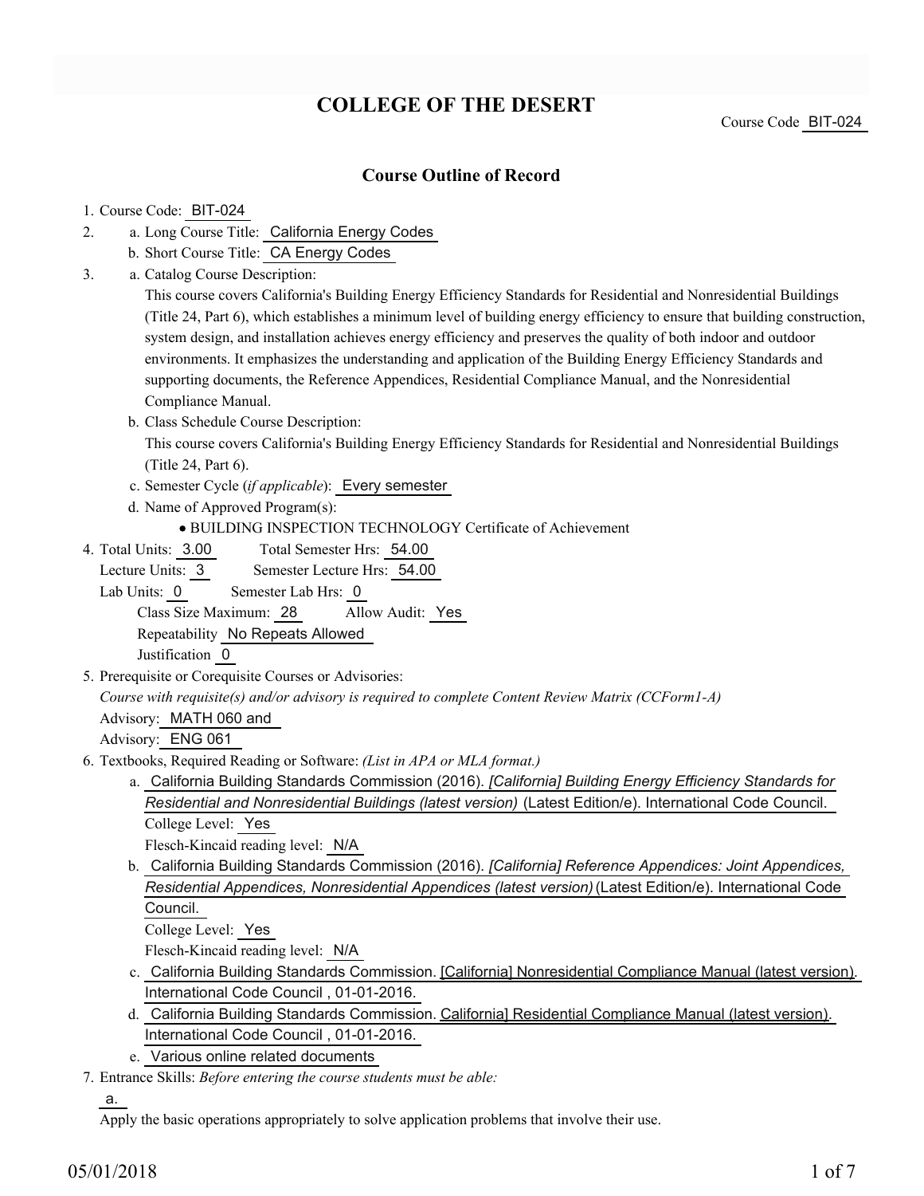# COLLEGE OF THE DESERT

Course Code BIT-024

## Course Outline of Record

1. Course Code: BIT-024
2. a. Long Course Title: California Energy Codes
   b. Short Course Title: CA Energy Codes
3. a. Catalog Course Description:
   This course covers California's Building Energy Efficiency Standards for Residential and Nonresidential Buildings (Title 24, Part 6), which establishes a minimum level of building energy efficiency to ensure that building construction, system design, and installation achieves energy efficiency and preserves the quality of both indoor and outdoor environments. It emphasizes the understanding and application of the Building Energy Efficiency Standards and supporting documents, the Reference Appendices, Residential Compliance Manual, and the Nonresidential Compliance Manual.
   b. Class Schedule Course Description:
   This course covers California's Building Energy Efficiency Standards for Residential and Nonresidential Buildings (Title 24, Part 6).
   c. Semester Cycle (*if applicable*): Every semester
   d. Name of Approved Program(s):
      - BUILDING INSPECTION TECHNOLOGY Certificate of Achievement
4. Total Units: 3.00 Total Semester Hrs: 54.00
   Lecture Units: 3 Semester Lecture Hrs: 54.00
   Lab Units: 0 Semester Lab Hrs: 0
   Class Size Maximum: 28 Allow Audit: Yes
   Repeatability No Repeats Allowed
   Justification 0
5. Prerequisite or Corequisite Courses or Advisories:
   *Course with requisite(s) and/or advisory is required to complete Content Review Matrix (CCForm1-A)*
   Advisory: MATH 060 and
   Advisory: ENG 061
6. Textbooks, Required Reading or Software: *(List in APA or MLA format.)*
   a. California Building Standards Commission (2016). *[California] Building Energy Efficiency Standards for Residential and Nonresidential Buildings (latest version)* (Latest Edition/e). International Code Council.
      College Level: Yes
      Flesch-Kincaid reading level: N/A
   b. California Building Standards Commission (2016). *[California] Reference Appendices: Joint Appendices, Residential Appendices, Nonresidential Appendices (latest version)* (Latest Edition/e). International Code Council.
      College Level: Yes
      Flesch-Kincaid reading level: N/A
   c. California Building Standards Commission. [California] Nonresidential Compliance Manual (latest version). International Code Council , 01-01-2016.
   d. California Building Standards Commission. California] Residential Compliance Manual (latest version). International Code Council , 01-01-2016.
   e. Various online related documents
7. Entrance Skills: *Before entering the course students must be able:*
   a.
   Apply the basic operations appropriately to solve application problems that involve their use.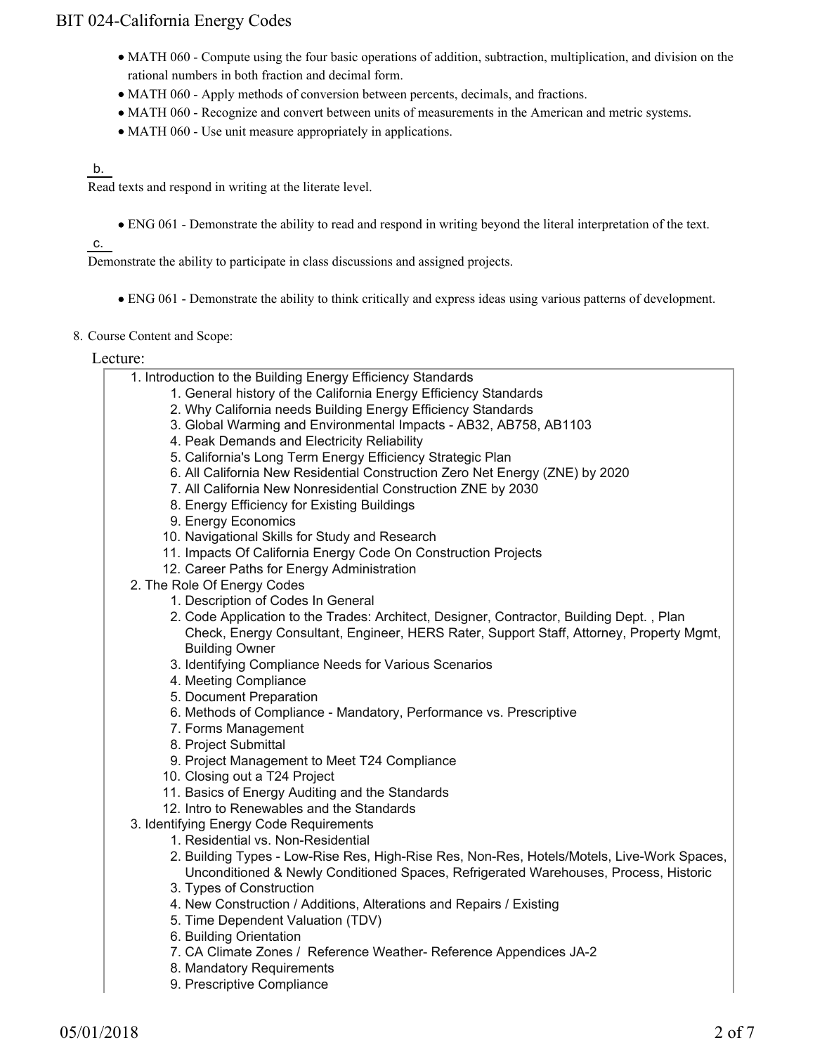- MATH 060 - Compute using the four basic operations of addition, subtraction, multiplication, and division on the rational numbers in both fraction and decimal form.
- MATH 060 - Apply methods of conversion between percents, decimals, and fractions.
- MATH 060 - Recognize and convert between units of measurements in the American and metric systems.
- MATH 060 - Use unit measure appropriately in applications.

b. Read texts and respond in writing at the literate level.

- ENG 061 - Demonstrate the ability to read and respond in writing beyond the literal interpretation of the text.

c. Demonstrate the ability to participate in class discussions and assigned projects.

- ENG 061 - Demonstrate the ability to think critically and express ideas using various patterns of development.

8. Course Content and Scope:

Lecture:

1. Introduction to the Building Energy Efficiency Standards
    1. General history of the California Energy Efficiency Standards
    2. Why California needs Building Energy Efficiency Standards
    3. Global Warming and Environmental Impacts - AB32, AB758, AB1103
    4. Peak Demands and Electricity Reliability
    5. California's Long Term Energy Efficiency Strategic Plan
    6. All California New Residential Construction Zero Net Energy (ZNE) by 2020
    7. All California New Nonresidential Construction ZNE by 2030
    8. Energy Efficiency for Existing Buildings
    9. Energy Economics
    10. Navigational Skills for Study and Research
    11. Impacts Of California Energy Code On Construction Projects
    12. Career Paths for Energy Administration
2. The Role Of Energy Codes
    1. Description of Codes In General
    2. Code Application to the Trades: Architect, Designer, Contractor, Building Dept. , Plan Check, Energy Consultant, Engineer, HERS Rater, Support Staff, Attorney, Property Mgmt, Building Owner
    3. Identifying Compliance Needs for Various Scenarios
    4. Meeting Compliance
    5. Document Preparation
    6. Methods of Compliance - Mandatory, Performance vs. Prescriptive
    7. Forms Management
    8. Project Submittal
    9. Project Management to Meet T24 Compliance
    10. Closing out a T24 Project
    11. Basics of Energy Auditing and the Standards
    12. Intro to Renewables and the Standards
3. Identifying Energy Code Requirements
    1. Residential vs. Non-Residential
    2. Building Types - Low-Rise Res, High-Rise Res, Non-Res, Hotels/Motels, Live-Work Spaces, Unconditioned & Newly Conditioned Spaces, Refrigerated Warehouses, Process, Historic
    3. Types of Construction
    4. New Construction / Additions, Alterations and Repairs / Existing
    5. Time Dependent Valuation (TDV)
    6. Building Orientation
    7. CA Climate Zones / Reference Weather- Reference Appendices JA-2
    8. Mandatory Requirements
    9. Prescriptive Compliance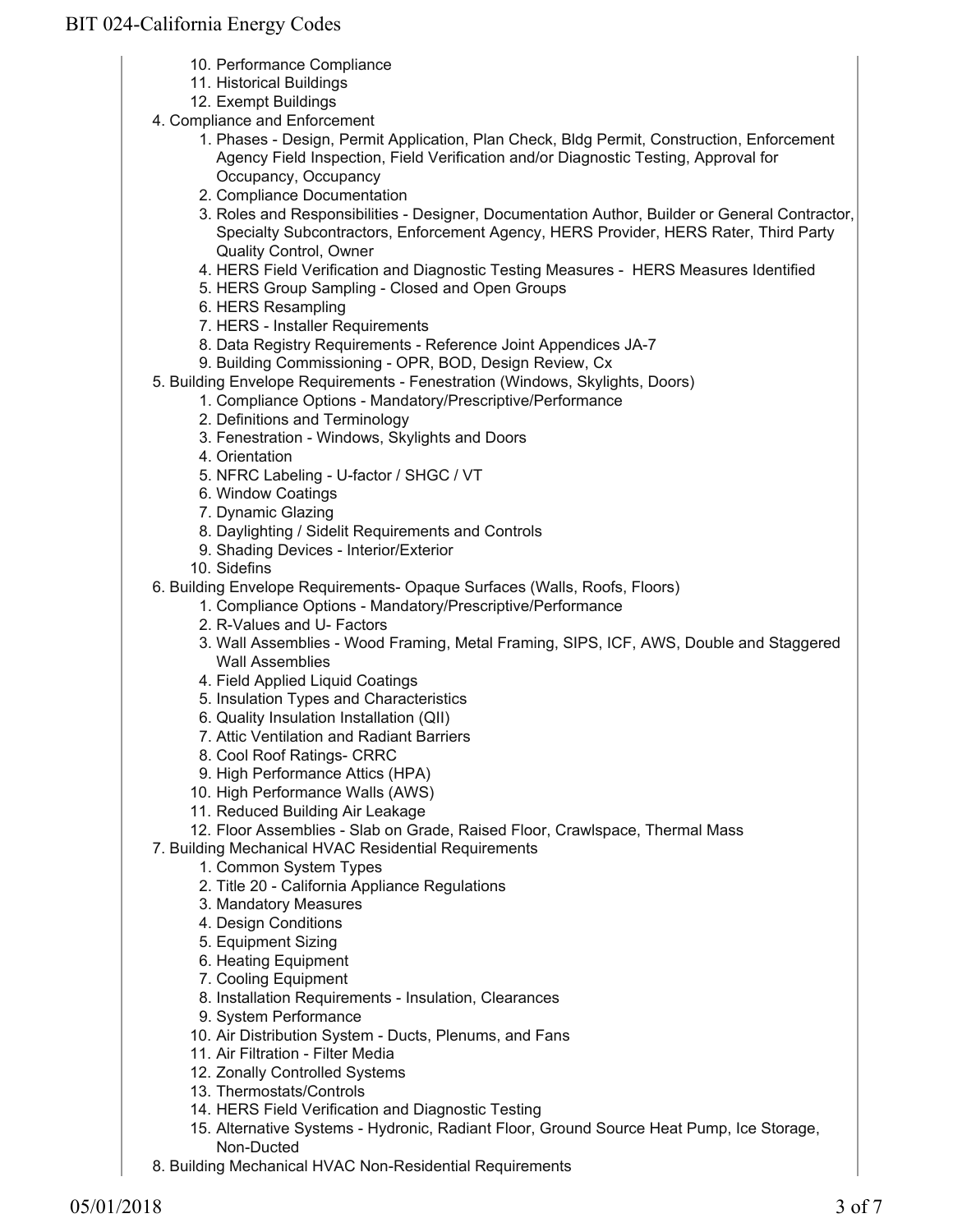10. Performance Compliance
   11. Historical Buildings
   12. Exempt Buildings
4. Compliance and Enforcement
   1. Phases - Design, Permit Application, Plan Check, Bldg Permit, Construction, Enforcement Agency Field Inspection, Field Verification and/or Diagnostic Testing, Approval for Occupancy, Occupancy
   2. Compliance Documentation
   3. Roles and Responsibilities - Designer, Documentation Author, Builder or General Contractor, Specialty Subcontractors, Enforcement Agency, HERS Provider, HERS Rater, Third Party Quality Control, Owner
   4. HERS Field Verification and Diagnostic Testing Measures - HERS Measures Identified
   5. HERS Group Sampling - Closed and Open Groups
   6. HERS Resampling
   7. HERS - Installer Requirements
   8. Data Registry Requirements - Reference Joint Appendices JA-7
   9. Building Commissioning - OPR, BOD, Design Review, Cx
5. Building Envelope Requirements - Fenestration (Windows, Skylights, Doors)
   1. Compliance Options - Mandatory/Prescriptive/Performance
   2. Definitions and Terminology
   3. Fenestration - Windows, Skylights and Doors
   4. Orientation
   5. NFRC Labeling - U-factor / SHGC / VT
   6. Window Coatings
   7. Dynamic Glazing
   8. Daylighting / Sidelit Requirements and Controls
   9. Shading Devices - Interior/Exterior
   10. Sidefins
6. Building Envelope Requirements- Opaque Surfaces (Walls, Roofs, Floors)
   1. Compliance Options - Mandatory/Prescriptive/Performance
   2. R-Values and U- Factors
   3. Wall Assemblies - Wood Framing, Metal Framing, SIPS, ICF, AWS, Double and Staggered Wall Assemblies
   4. Field Applied Liquid Coatings
   5. Insulation Types and Characteristics
   6. Quality Insulation Installation (QII)
   7. Attic Ventilation and Radiant Barriers
   8. Cool Roof Ratings- CRRC
   9. High Performance Attics (HPA)
   10. High Performance Walls (AWS)
   11. Reduced Building Air Leakage
   12. Floor Assemblies - Slab on Grade, Raised Floor, Crawlspace, Thermal Mass
7. Building Mechanical HVAC Residential Requirements
   1. Common System Types
   2. Title 20 - California Appliance Regulations
   3. Mandatory Measures
   4. Design Conditions
   5. Equipment Sizing
   6. Heating Equipment
   7. Cooling Equipment
   8. Installation Requirements - Insulation, Clearances
   9. System Performance
   10. Air Distribution System - Ducts, Plenums, and Fans
   11. Air Filtration - Filter Media
   12. Zonally Controlled Systems
   13. Thermostats/Controls
   14. HERS Field Verification and Diagnostic Testing
   15. Alternative Systems - Hydronic, Radiant Floor, Ground Source Heat Pump, Ice Storage, Non-Ducted
8. Building Mechanical HVAC Non-Residential Requirements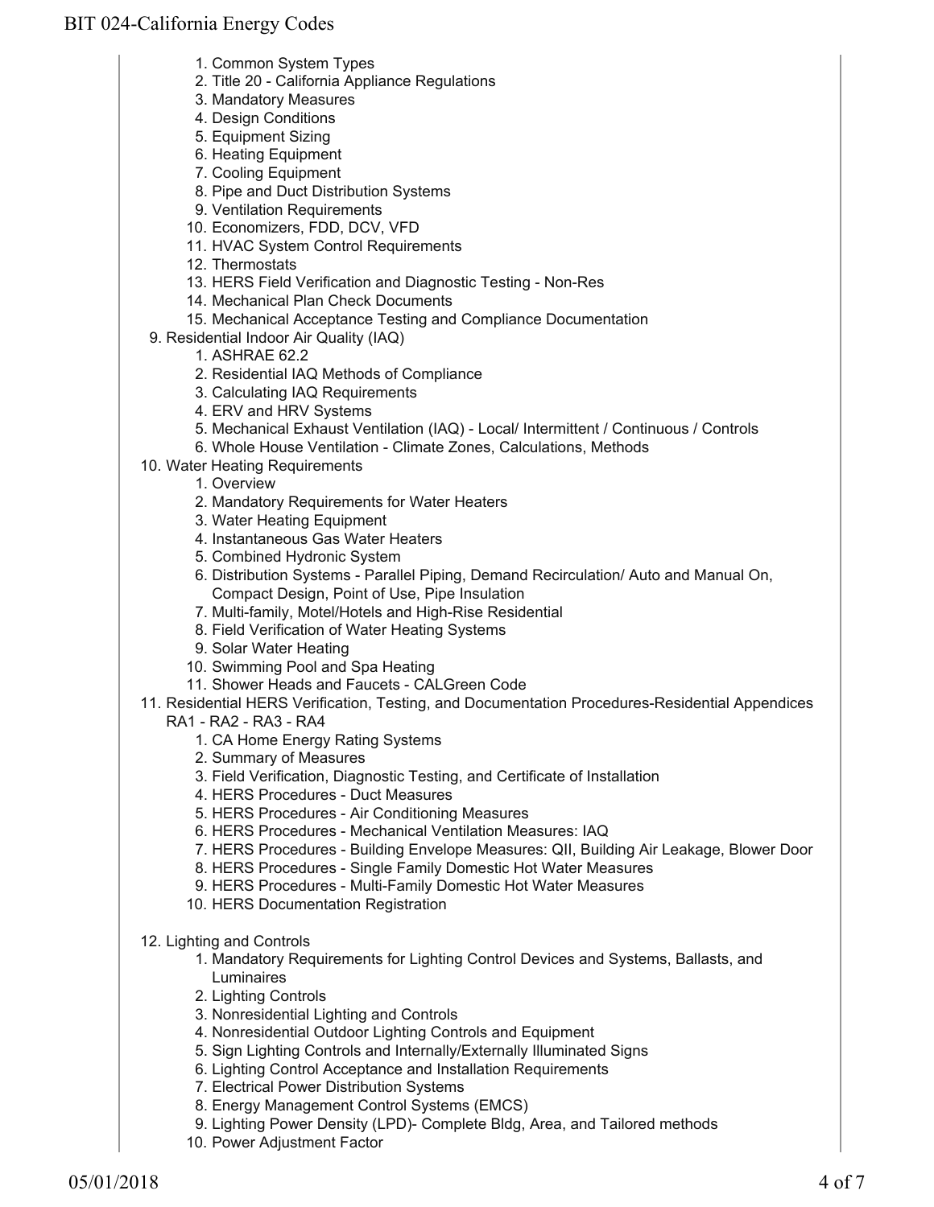1. Common System Types
   2. Title 20 - California Appliance Regulations
   3. Mandatory Measures
   4. Design Conditions
   5. Equipment Sizing
   6. Heating Equipment
   7. Cooling Equipment
   8. Pipe and Duct Distribution Systems
   9. Ventilation Requirements
   10. Economizers, FDD, DCV, VFD
   11. HVAC System Control Requirements
   12. Thermostats
   13. HERS Field Verification and Diagnostic Testing - Non-Res
   14. Mechanical Plan Check Documents
   15. Mechanical Acceptance Testing and Compliance Documentation

9. Residential Indoor Air Quality (IAQ)
   1. ASHRAE 62.2
   2. Residential IAQ Methods of Compliance
   3. Calculating IAQ Requirements
   4. ERV and HRV Systems
   5. Mechanical Exhaust Ventilation (IAQ) - Local/ Intermittent / Continuous / Controls
   6. Whole House Ventilation - Climate Zones, Calculations, Methods
10. Water Heating Requirements
    1. Overview
    2. Mandatory Requirements for Water Heaters
    3. Water Heating Equipment
    4. Instantaneous Gas Water Heaters
    5. Combined Hydronic System
    6. Distribution Systems - Parallel Piping, Demand Recirculation/ Auto and Manual On, Compact Design, Point of Use, Pipe Insulation
    7. Multi-family, Motel/Hotels and High-Rise Residential
    8. Field Verification of Water Heating Systems
    9. Solar Water Heating
    10. Swimming Pool and Spa Heating
    11. Shower Heads and Faucets - CALGreen Code
11. Residential HERS Verification, Testing, and Documentation Procedures-Residential Appendices RA1 - RA2 - RA3 - RA4
    1. CA Home Energy Rating Systems
    2. Summary of Measures
    3. Field Verification, Diagnostic Testing, and Certificate of Installation
    4. HERS Procedures - Duct Measures
    5. HERS Procedures - Air Conditioning Measures
    6. HERS Procedures - Mechanical Ventilation Measures: IAQ
    7. HERS Procedures - Building Envelope Measures: QII, Building Air Leakage, Blower Door
    8. HERS Procedures - Single Family Domestic Hot Water Measures
    9. HERS Procedures - Multi-Family Domestic Hot Water Measures
    10. HERS Documentation Registration
12. Lighting and Controls
    1. Mandatory Requirements for Lighting Control Devices and Systems, Ballasts, and Luminaires
    2. Lighting Controls
    3. Nonresidential Lighting and Controls
    4. Nonresidential Outdoor Lighting Controls and Equipment
    5. Sign Lighting Controls and Internally/Externally Illuminated Signs
    6. Lighting Control Acceptance and Installation Requirements
    7. Electrical Power Distribution Systems
    8. Energy Management Control Systems (EMCS)
    9. Lighting Power Density (LPD)- Complete Bldg, Area, and Tailored methods
    10. Power Adjustment Factor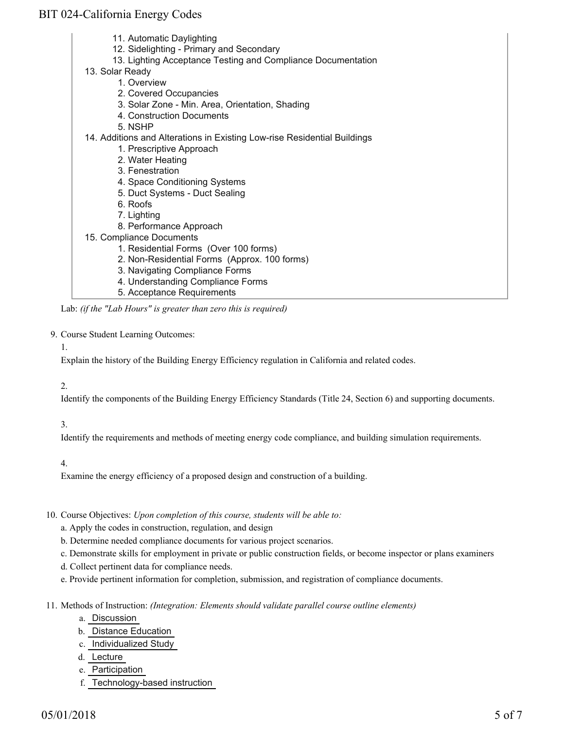11. Automatic Daylighting
12. Sidelighting - Primary and Secondary
13. Lighting Acceptance Testing and Compliance Documentation

13. Solar Ready
    1. Overview
    2. Covered Occupancies
    3. Solar Zone - Min. Area, Orientation, Shading
    4. Construction Documents
    5. NSHP
14. Additions and Alterations in Existing Low-rise Residential Buildings
    1. Prescriptive Approach
    2. Water Heating
    3. Fenestration
    4. Space Conditioning Systems
    5. Duct Systems - Duct Sealing
    6. Roofs
    7. Lighting
    8. Performance Approach
15. Compliance Documents
    1. Residential Forms (Over 100 forms)
    2. Non-Residential Forms (Approx. 100 forms)
    3. Navigating Compliance Forms
    4. Understanding Compliance Forms
    5. Acceptance Requirements

Lab: *(if the "Lab Hours" is greater than zero this is required)*

9. Course Student Learning Outcomes:

   1.

   Explain the history of the Building Energy Efficiency regulation in California and related codes.

   2.

   Identify the components of the Building Energy Efficiency Standards (Title 24, Section 6) and supporting documents.

   3.

   Identify the requirements and methods of meeting energy code compliance, and building simulation requirements.

   4.

   Examine the energy efficiency of a proposed design and construction of a building.

10. Course Objectives: *Upon completion of this course, students will be able to:*

    a. Apply the codes in construction, regulation, and design

    b. Determine needed compliance documents for various project scenarios.

    c. Demonstrate skills for employment in private or public construction fields, or become inspector or plans examiners

    d. Collect pertinent data for compliance needs.

    e. Provide pertinent information for completion, submission, and registration of compliance documents.

11. Methods of Instruction: *(Integration: Elements should validate parallel course outline elements)*

    a. Discussion
    b. Distance Education
    c. Individualized Study
    d. Lecture
    e. Participation
    f. Technology-based instruction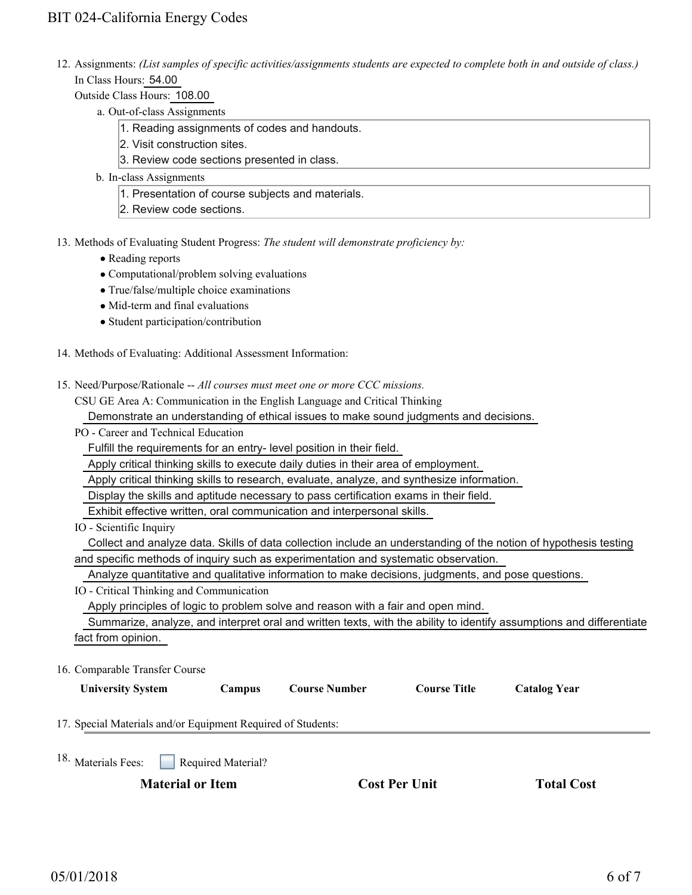12. Assignments: *(List samples of specific activities/assignments students are expected to complete both in and outside of class.)*

    In Class Hours: 54.00

    Outside Class Hours: 108.00

    a. Out-of-class Assignments

       1. Reading assignments of codes and handouts.
       2. Visit construction sites.
       3. Review code sections presented in class.

    b. In-class Assignments

       1. Presentation of course subjects and materials.
       2. Review code sections.

13. Methods of Evaluating Student Progress: *The student will demonstrate proficiency by:*

    - Reading reports
    - Computational/problem solving evaluations
    - True/false/multiple choice examinations
    - Mid-term and final evaluations
    - Student participation/contribution

14. Methods of Evaluating: Additional Assessment Information:

15. Need/Purpose/Rationale -- *All courses must meet one or more CCC missions.*

    CSU GE Area A: Communication in the English Language and Critical Thinking

    Demonstrate an understanding of ethical issues to make sound judgments and decisions.

    PO - Career and Technical Education

    Fulfill the requirements for an entry- level position in their field.

    Apply critical thinking skills to execute daily duties in their area of employment.

    Apply critical thinking skills to research, evaluate, analyze, and synthesize information.

    Display the skills and aptitude necessary to pass certification exams in their field.

    Exhibit effective written, oral communication and interpersonal skills.

    IO - Scientific Inquiry

    Collect and analyze data. Skills of data collection include an understanding of the notion of hypothesis testing and specific methods of inquiry such as experimentation and systematic observation.

    Analyze quantitative and qualitative information to make decisions, judgments, and pose questions.

    IO - Critical Thinking and Communication

    Apply principles of logic to problem solve and reason with a fair and open mind.

    Summarize, analyze, and interpret oral and written texts, with the ability to identify assumptions and differentiate fact from opinion.

16. Comparable Transfer Course

| University System | Campus | Course Number | Course Title | Catalog Year |
|---|---|---|---|---|

17. Special Materials and/or Equipment Required of Students:

18. Materials Fees: ☐ Required Material?

| Material or Item | Cost Per Unit | Total Cost |
|---|---|---|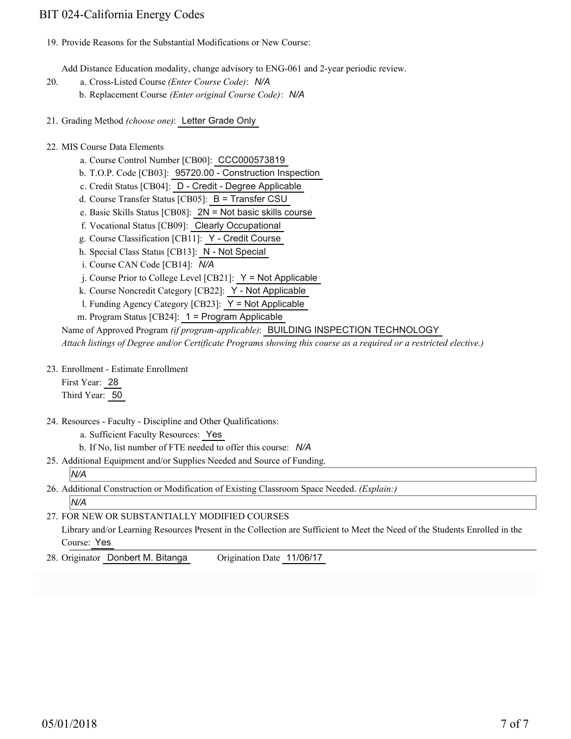19. Provide Reasons for the Substantial Modifications or New Course:

    Add Distance Education modality, change advisory to ENG-061 and 2-year periodic review.

20. a. Cross-Listed Course *(Enter Course Code)*: *N/A*
    b. Replacement Course *(Enter original Course Code)*: *N/A*

21. Grading Method *(choose one)*: Letter Grade Only

22. MIS Course Data Elements
    a. Course Control Number [CB00]: CCC000573819
    b. T.O.P. Code [CB03]: 95720.00 - Construction Inspection
    c. Credit Status [CB04]: D - Credit - Degree Applicable
    d. Course Transfer Status [CB05]: B = Transfer CSU
    e. Basic Skills Status [CB08]: 2N = Not basic skills course
    f. Vocational Status [CB09]: Clearly Occupational
    g. Course Classification [CB11]: Y - Credit Course
    h. Special Class Status [CB13]: N - Not Special
    i. Course CAN Code [CB14]: *N/A*
    j. Course Prior to College Level [CB21]: Y = Not Applicable
    k. Course Noncredit Category [CB22]: Y - Not Applicable
    l. Funding Agency Category [CB23]: Y = Not Applicable
    m. Program Status [CB24]: 1 = Program Applicable

    Name of Approved Program *(if program-applicable)*: BUILDING INSPECTION TECHNOLOGY

    *Attach listings of Degree and/or Certificate Programs showing this course as a required or a restricted elective.)*

23. Enrollment - Estimate Enrollment
    First Year: 28
    Third Year: 50

24. Resources - Faculty - Discipline and Other Qualifications:
    a. Sufficient Faculty Resources: Yes
    b. If No, list number of FTE needed to offer this course: *N/A*

25. Additional Equipment and/or Supplies Needed and Source of Funding.

    *N/A*

26. Additional Construction or Modification of Existing Classroom Space Needed. *(Explain:)*

    *N/A*

27. FOR NEW OR SUBSTANTIALLY MODIFIED COURSES
    Library and/or Learning Resources Present in the Collection are Sufficient to Meet the Need of the Students Enrolled in the Course: Yes

28. Originator Donbert M. Bitanga Origination Date 11/06/17